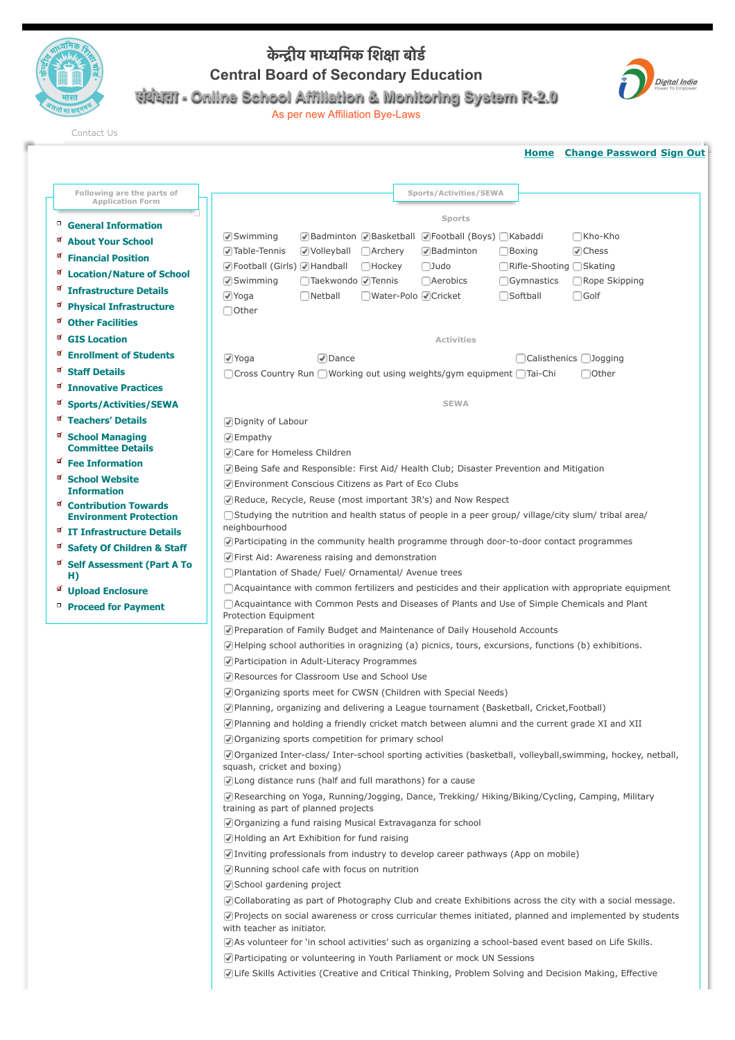# केन्द्रीय माध्यमिक शिक्षा बोर्ड

# Central Board of Secondary Education

## संबंधता - Online School Affiliation & Monitoring System R-2.0

As per new Affiliation Bye-Laws

Contact Us

**Home** **Change Password** **Sign Out**

Following are the parts of Application Form

- General Information
- About Your School
- Financial Position
- Location/Nature of School
- Infrastructure Details
- Physical Infrastructure
- Other Facilities
- GIS Location
- Enrollment of Students
- Staff Details
- Innovative Practices
- Sports/Activities/SEWA
- Teachers' Details
- School Managing Committee Details
- Fee Information
- School Website Information
- Contribution Towards Environment Protection
- IT Infrastructure Details
- Safety Of Children & Staff
- Self Assessment (Part A To H)
- Upload Enclosure
- Proceed for Payment

## Sports/Activities/SEWA

### Sports

- [x] Swimming
- [x] Badminton
- [x] Basketball
- [x] Football (Boys)
- [ ] Kabaddi
- [ ] Kho-Kho
- [x] Table-Tennis
- [x] Volleyball
- [ ] Archery
- [x] Badminton
- [ ] Boxing
- [x] Chess
- [x] Football (Girls)
- [x] Handball
- [ ] Hockey
- [ ] Judo
- [ ] Rifle-Shooting
- [ ] Skating
- [x] Swimming
- [ ] Taekwondo
- [x] Tennis
- [ ] Aerobics
- [ ] Gymnastics
- [ ] Rope Skipping
- [x] Yoga
- [ ] Netball
- [ ] Water-Polo
- [x] Cricket
- [ ] Softball
- [ ] Golf
- [ ] Other

### Activities

- [x] Yoga
- [x] Dance
- [ ] Calisthenics
- [ ] Jogging
- [ ] Cross Country Run
- [ ] Working out using weights/gym equipment
- [ ] Tai-Chi
- [ ] Other

### SEWA

- [x] Dignity of Labour
- [x] Empathy
- [x] Care for Homeless Children
- [x] Being Safe and Responsible: First Aid/ Health Club; Disaster Prevention and Mitigation
- [x] Environment Conscious Citizens as Part of Eco Clubs
- [x] Reduce, Recycle, Reuse (most important 3R's) and Now Respect
- [ ] Studying the nutrition and health status of people in a peer group/ village/city slum/ tribal area/ neighbourhood
- [x] Participating in the community health programme through door-to-door contact programmes
- [x] First Aid: Awareness raising and demonstration
- [ ] Plantation of Shade/ Fuel/ Ornamental/ Avenue trees
- [ ] Acquaintance with common fertilizers and pesticides and their application with appropriate equipment
- [ ] Acquaintance with Common Pests and Diseases of Plants and Use of Simple Chemicals and Plant Protection Equipment
- [x] Preparation of Family Budget and Maintenance of Daily Household Accounts
- [x] Helping school authorities in oragnizing (a) picnics, tours, excursions, functions (b) exhibitions.
- [x] Participation in Adult-Literacy Programmes
- [x] Resources for Classroom Use and School Use
- [x] Organizing sports meet for CWSN (Children with Special Needs)
- [x] Planning, organizing and delivering a League tournament (Basketball, Cricket,Football)
- [x] Planning and holding a friendly cricket match between alumni and the current grade XI and XII
- [x] Organizing sports competition for primary school
- [x] Organized Inter-class/ Inter-school sporting activities (basketball, volleyball,swimming, hockey, netball, squash, cricket and boxing)
- [x] Long distance runs (half and full marathons) for a cause
- [x] Researching on Yoga, Running/Jogging, Dance, Trekking/ Hiking/Biking/Cycling, Camping, Military training as part of planned projects
- [x] Organizing a fund raising Musical Extravaganza for school
- [x] Holding an Art Exhibition for fund raising
- [x] Inviting professionals from industry to develop career pathways (App on mobile)
- [x] Running school cafe with focus on nutrition
- [x] School gardening project
- [x] Collaborating as part of Photography Club and create Exhibitions across the city with a social message.
- [x] Projects on social awareness or cross curricular themes initiated, planned and implemented by students with teacher as initiator.
- [x] As volunteer for 'in school activities' such as organizing a school-based event based on Life Skills.
- [x] Participating or volunteering in Youth Parliament or mock UN Sessions
- [x] Life Skills Activities (Creative and Critical Thinking, Problem Solving and Decision Making, Effective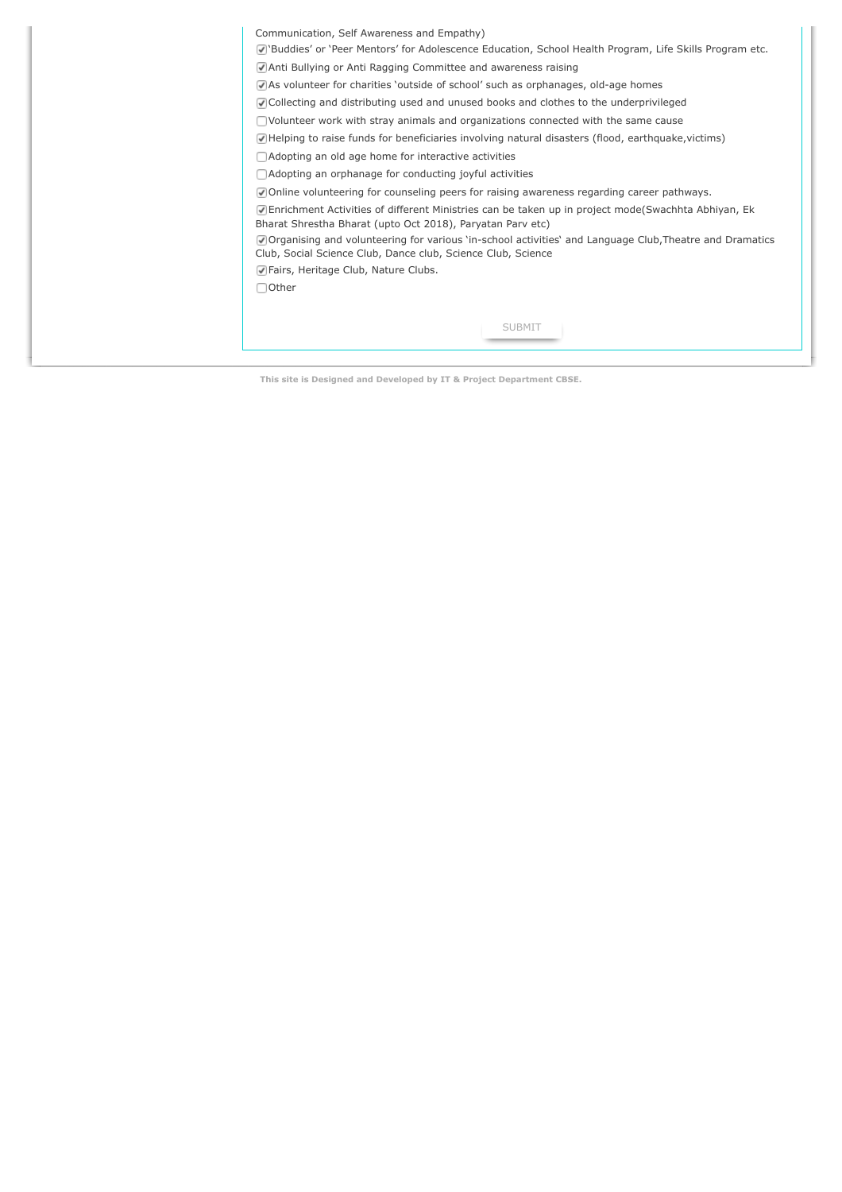Communication, Self Awareness and Empathy)

- [x] 'Buddies' or 'Peer Mentors' for Adolescence Education, School Health Program, Life Skills Program etc.
- [x] Anti Bullying or Anti Ragging Committee and awareness raising
- [x] As volunteer for charities 'outside of school' such as orphanages, old-age homes
- [x] Collecting and distributing used and unused books and clothes to the underprivileged
- [ ] Volunteer work with stray animals and organizations connected with the same cause
- [x] Helping to raise funds for beneficiaries involving natural disasters (flood, earthquake,victims)
- [ ] Adopting an old age home for interactive activities
- [ ] Adopting an orphanage for conducting joyful activities
- [x] Online volunteering for counseling peers for raising awareness regarding career pathways.
- [x] Enrichment Activities of different Ministries can be taken up in project mode(Swachhta Abhiyan, Ek Bharat Shrestha Bharat (upto Oct 2018), Paryatan Parv etc)
- [x] Organising and volunteering for various 'in-school activities' and Language Club,Theatre and Dramatics Club, Social Science Club, Dance club, Science Club, Science
- [x] Fairs, Heritage Club, Nature Clubs.
- [ ] Other

SUBMIT

This site is Designed and Developed by IT & Project Department CBSE.